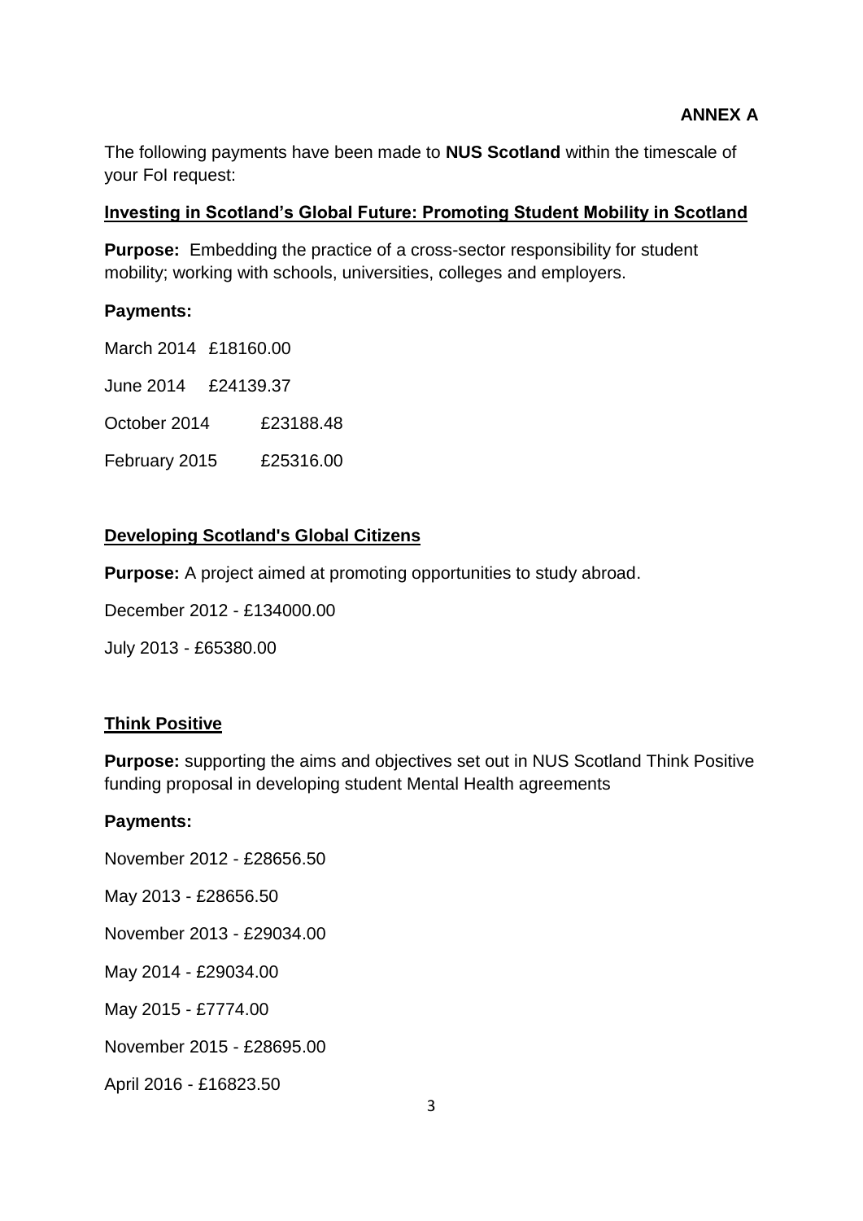**ANNEX A**

The following payments have been made to **NUS Scotland** within the timescale of your FoI request:

**Investing in Scotland's Global Future: Promoting Student Mobility in Scotland**

**Purpose:** Embedding the practice of a cross-sector responsibility for student mobility; working with schools, universities, colleges and employers.

**Payments:**

March 2014 £18160.00

June 2014 £24139.37

October 2014 £23188.48

February 2015 £25316.00

**Developing Scotland's Global Citizens**

**Purpose:** A project aimed at promoting opportunities to study abroad.

December 2012 - £134000.00

July 2013 - £65380.00

**Think Positive**

**Purpose:** supporting the aims and objectives set out in NUS Scotland Think Positive funding proposal in developing student Mental Health agreements

**Payments:**

November 2012 - £28656.50

May 2013 - £28656.50

November 2013 - £29034.00

May 2014 - £29034.00

May 2015 - £7774.00

November 2015 - £28695.00

April 2016 - £16823.50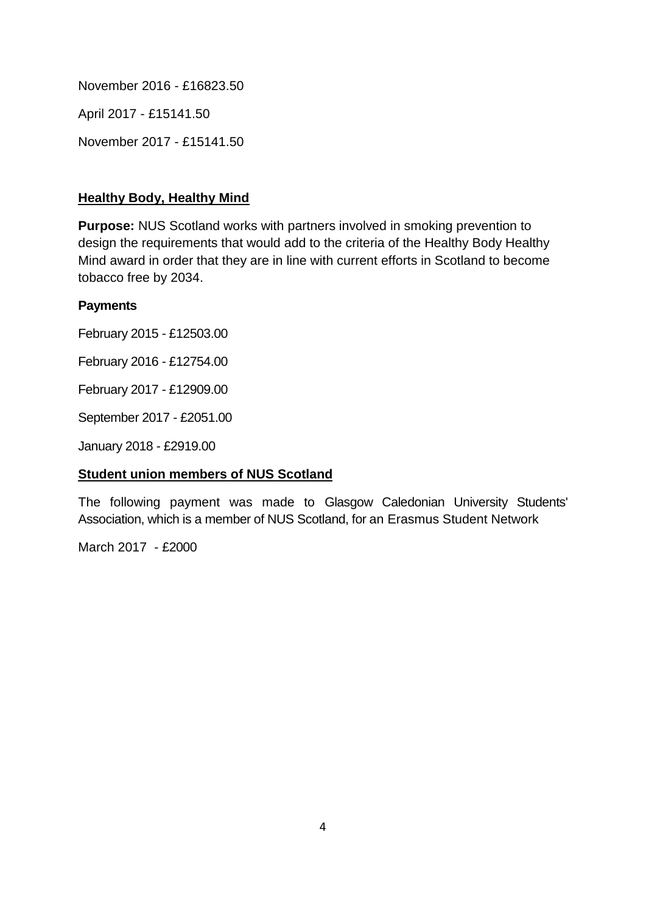November 2016 - £16823.50

April 2017 - £15141.50

November 2017 - £15141.50

## Healthy Body, Healthy Mind

**Purpose:** NUS Scotland works with partners involved in smoking prevention to design the requirements that would add to the criteria of the Healthy Body Healthy Mind award in order that they are in line with current efforts in Scotland to become tobacco free by 2034.

**Payments**

February 2015 - £12503.00

February 2016 - £12754.00

February 2017 - £12909.00

September 2017 - £2051.00

January 2018 - £2919.00

## Student union members of NUS Scotland

The following payment was made to Glasgow Caledonian University Students' Association, which is a member of NUS Scotland, for an Erasmus Student Network

March 2017 - £2000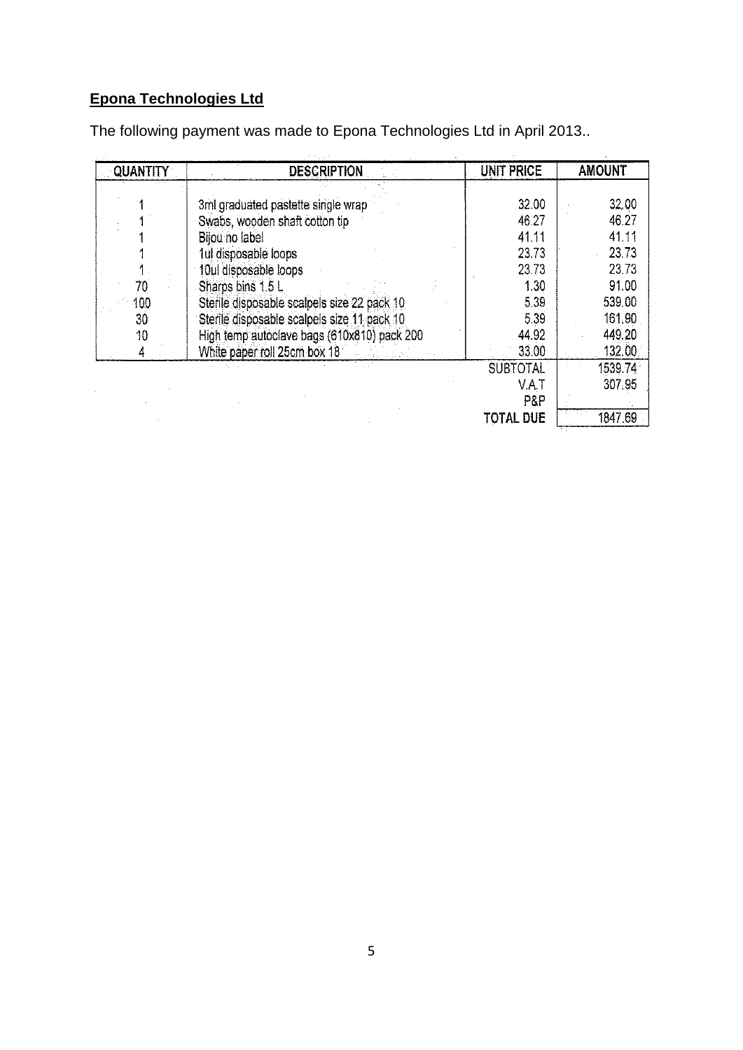**Epona Technologies Ltd**

The following payment was made to Epona Technologies Ltd in April 2013..

| QUANTITY | DESCRIPTION | UNIT PRICE | AMOUNT |
|---|---|---|---|
| 1 | 3ml graduated pastette single wrap | 32.00 | 32.00 |
| 1 | Swabs, wooden shaft cotton tip | 46.27 | 46.27 |
| 1 | Bijou no label | 41.11 | 41.11 |
| 1 | 1ul disposable loops | 23.73 | 23.73 |
| 1 | 10ul disposable loops | 23.73 | 23.73 |
| 70 | Sharps bins 1.5 L | 1.30 | 91.00 |
| 100 | Sterile disposable scalpels size 22 pack 10 | 5.39 | 539.00 |
| 30 | Sterile disposable scalpels size 11 pack 10 | 5.39 | 161.90 |
| 10 | High temp autoclave bags (610x810) pack 200 | 44.92 | 449.20 |
| 4 | White paper roll 25cm box 18 | 33.00 | 132.00 |
| | | SUBTOTAL | 1539.74 |
| | | V.A.T | 307.95 |
| | | P&P | |
| | | TOTAL DUE | 1847.69 |